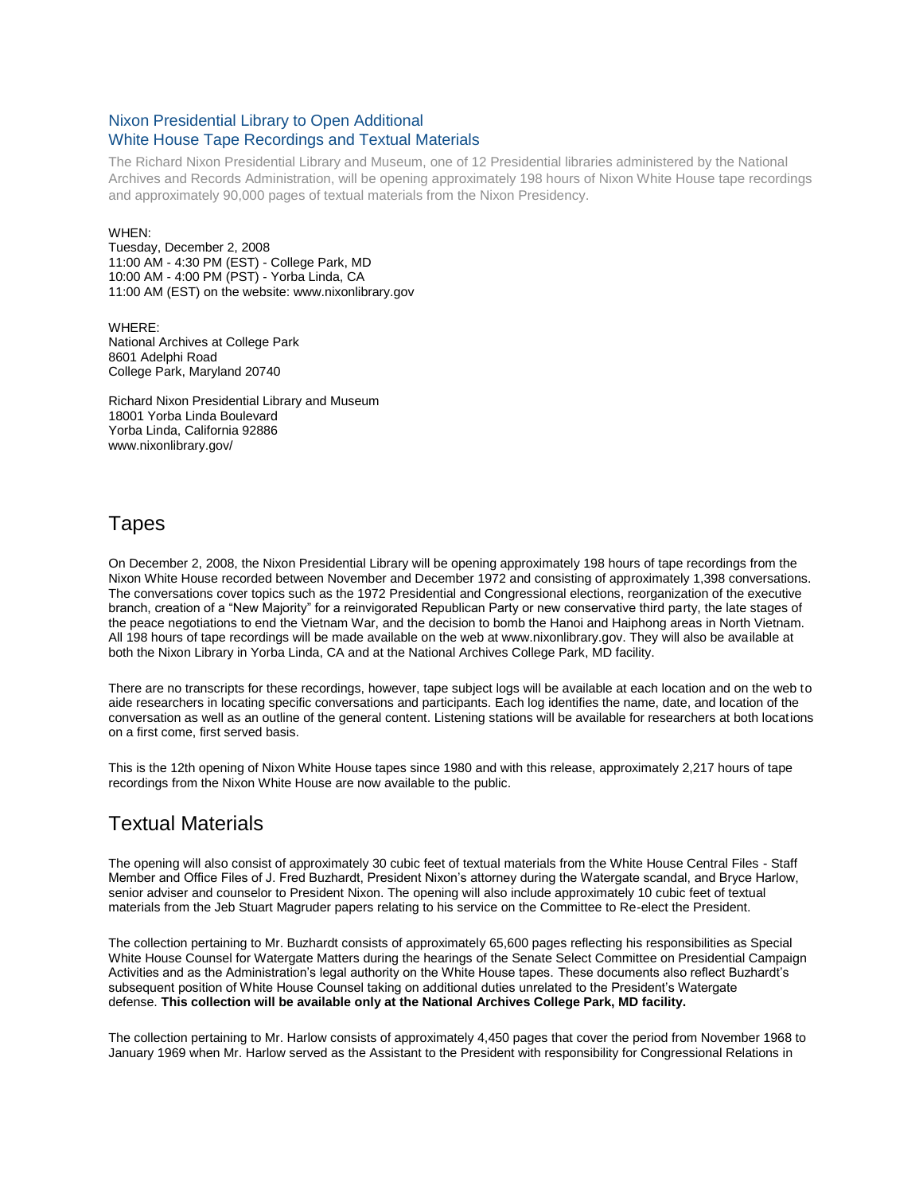## Nixon Presidential Library to Open Additional White House Tape Recordings and Textual Materials

The Richard Nixon Presidential Library and Museum, one of 12 Presidential libraries administered by the National Archives and Records Administration, will be opening approximately 198 hours of Nixon White House tape recordings and approximately 90,000 pages of textual materials from the Nixon Presidency.

WHEN:
Tuesday, December 2, 2008
11:00 AM - 4:30 PM (EST) - College Park, MD
10:00 AM - 4:00 PM (PST) - Yorba Linda, CA
11:00 AM (EST) on the website: www.nixonlibrary.gov

WHERE:
National Archives at College Park
8601 Adelphi Road
College Park, Maryland 20740

Richard Nixon Presidential Library and Museum
18001 Yorba Linda Boulevard
Yorba Linda, California 92886
www.nixonlibrary.gov/

# Tapes

On December 2, 2008, the Nixon Presidential Library will be opening approximately 198 hours of tape recordings from the Nixon White House recorded between November and December 1972 and consisting of approximately 1,398 conversations. The conversations cover topics such as the 1972 Presidential and Congressional elections, reorganization of the executive branch, creation of a "New Majority" for a reinvigorated Republican Party or new conservative third party, the late stages of the peace negotiations to end the Vietnam War, and the decision to bomb the Hanoi and Haiphong areas in North Vietnam. All 198 hours of tape recordings will be made available on the web at www.nixonlibrary.gov. They will also be available at both the Nixon Library in Yorba Linda, CA and at the National Archives College Park, MD facility.

There are no transcripts for these recordings, however, tape subject logs will be available at each location and on the web to aide researchers in locating specific conversations and participants. Each log identifies the name, date, and location of the conversation as well as an outline of the general content. Listening stations will be available for researchers at both locations on a first come, first served basis.

This is the 12th opening of Nixon White House tapes since 1980 and with this release, approximately 2,217 hours of tape recordings from the Nixon White House are now available to the public.

# Textual Materials

The opening will also consist of approximately 30 cubic feet of textual materials from the White House Central Files - Staff Member and Office Files of J. Fred Buzhardt, President Nixon's attorney during the Watergate scandal, and Bryce Harlow, senior adviser and counselor to President Nixon. The opening will also include approximately 10 cubic feet of textual materials from the Jeb Stuart Magruder papers relating to his service on the Committee to Re-elect the President.

The collection pertaining to Mr. Buzhardt consists of approximately 65,600 pages reflecting his responsibilities as Special White House Counsel for Watergate Matters during the hearings of the Senate Select Committee on Presidential Campaign Activities and as the Administration's legal authority on the White House tapes. These documents also reflect Buzhardt's subsequent position of White House Counsel taking on additional duties unrelated to the President's Watergate defense. **This collection will be available only at the National Archives College Park, MD facility.**

The collection pertaining to Mr. Harlow consists of approximately 4,450 pages that cover the period from November 1968 to January 1969 when Mr. Harlow served as the Assistant to the President with responsibility for Congressional Relations in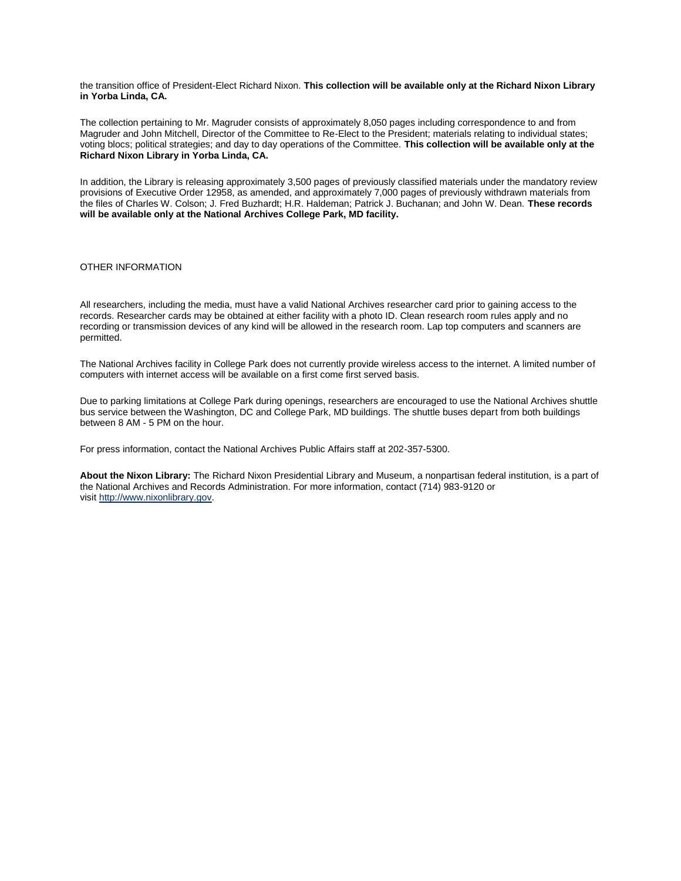the transition office of President-Elect Richard Nixon. **This collection will be available only at the Richard Nixon Library in Yorba Linda, CA.**

The collection pertaining to Mr. Magruder consists of approximately 8,050 pages including correspondence to and from Magruder and John Mitchell, Director of the Committee to Re-Elect to the President; materials relating to individual states; voting blocs; political strategies; and day to day operations of the Committee. **This collection will be available only at the Richard Nixon Library in Yorba Linda, CA.**

In addition, the Library is releasing approximately 3,500 pages of previously classified materials under the mandatory review provisions of Executive Order 12958, as amended, and approximately 7,000 pages of previously withdrawn materials from the files of Charles W. Colson; J. Fred Buzhardt; H.R. Haldeman; Patrick J. Buchanan; and John W. Dean. **These records will be available only at the National Archives College Park, MD facility.**

OTHER INFORMATION

All researchers, including the media, must have a valid National Archives researcher card prior to gaining access to the records. Researcher cards may be obtained at either facility with a photo ID. Clean research room rules apply and no recording or transmission devices of any kind will be allowed in the research room. Lap top computers and scanners are permitted.

The National Archives facility in College Park does not currently provide wireless access to the internet. A limited number of computers with internet access will be available on a first come first served basis.

Due to parking limitations at College Park during openings, researchers are encouraged to use the National Archives shuttle bus service between the Washington, DC and College Park, MD buildings. The shuttle buses depart from both buildings between 8 AM - 5 PM on the hour.

For press information, contact the National Archives Public Affairs staff at 202-357-5300.

**About the Nixon Library:** The Richard Nixon Presidential Library and Museum, a nonpartisan federal institution, is a part of the National Archives and Records Administration. For more information, contact (714) 983-9120 or visit http://www.nixonlibrary.gov.